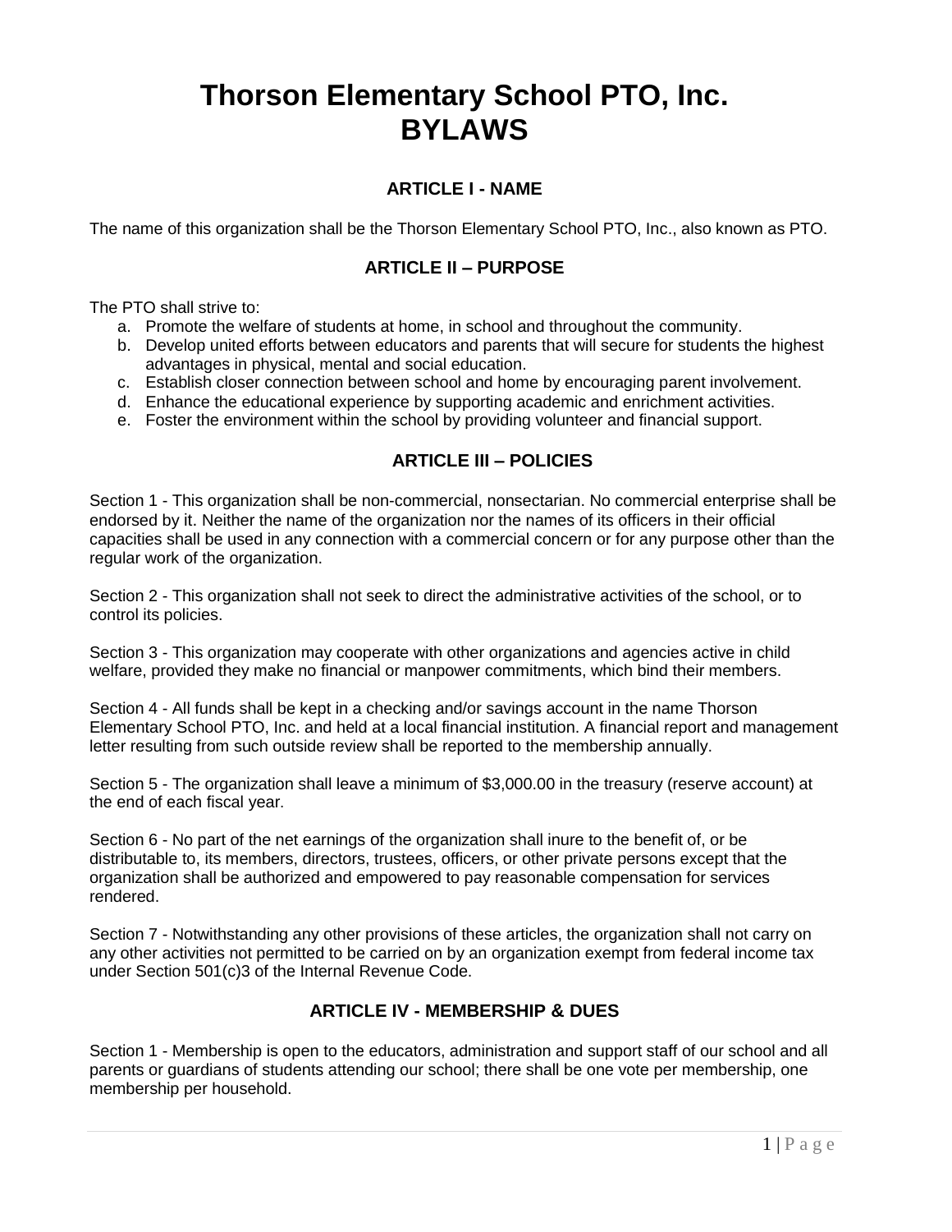# Thorson Elementary School PTO, Inc.
# BYLAWS

## ARTICLE I - NAME

The name of this organization shall be the Thorson Elementary School PTO, Inc., also known as PTO.

## ARTICLE II – PURPOSE

The PTO shall strive to:

a. Promote the welfare of students at home, in school and throughout the community.
b. Develop united efforts between educators and parents that will secure for students the highest advantages in physical, mental and social education.
c. Establish closer connection between school and home by encouraging parent involvement.
d. Enhance the educational experience by supporting academic and enrichment activities.
e. Foster the environment within the school by providing volunteer and financial support.

## ARTICLE III – POLICIES

Section 1 - This organization shall be non-commercial, nonsectarian. No commercial enterprise shall be endorsed by it. Neither the name of the organization nor the names of its officers in their official capacities shall be used in any connection with a commercial concern or for any purpose other than the regular work of the organization.

Section 2 - This organization shall not seek to direct the administrative activities of the school, or to control its policies.

Section 3 - This organization may cooperate with other organizations and agencies active in child welfare, provided they make no financial or manpower commitments, which bind their members.

Section 4 - All funds shall be kept in a checking and/or savings account in the name Thorson Elementary School PTO, Inc. and held at a local financial institution. A financial report and management letter resulting from such outside review shall be reported to the membership annually.

Section 5 - The organization shall leave a minimum of $3,000.00 in the treasury (reserve account) at the end of each fiscal year.

Section 6 - No part of the net earnings of the organization shall inure to the benefit of, or be distributable to, its members, directors, trustees, officers, or other private persons except that the organization shall be authorized and empowered to pay reasonable compensation for services rendered.

Section 7 - Notwithstanding any other provisions of these articles, the organization shall not carry on any other activities not permitted to be carried on by an organization exempt from federal income tax under Section 501(c)3 of the Internal Revenue Code.

## ARTICLE IV - MEMBERSHIP & DUES

Section 1 - Membership is open to the educators, administration and support staff of our school and all parents or guardians of students attending our school; there shall be one vote per membership, one membership per household.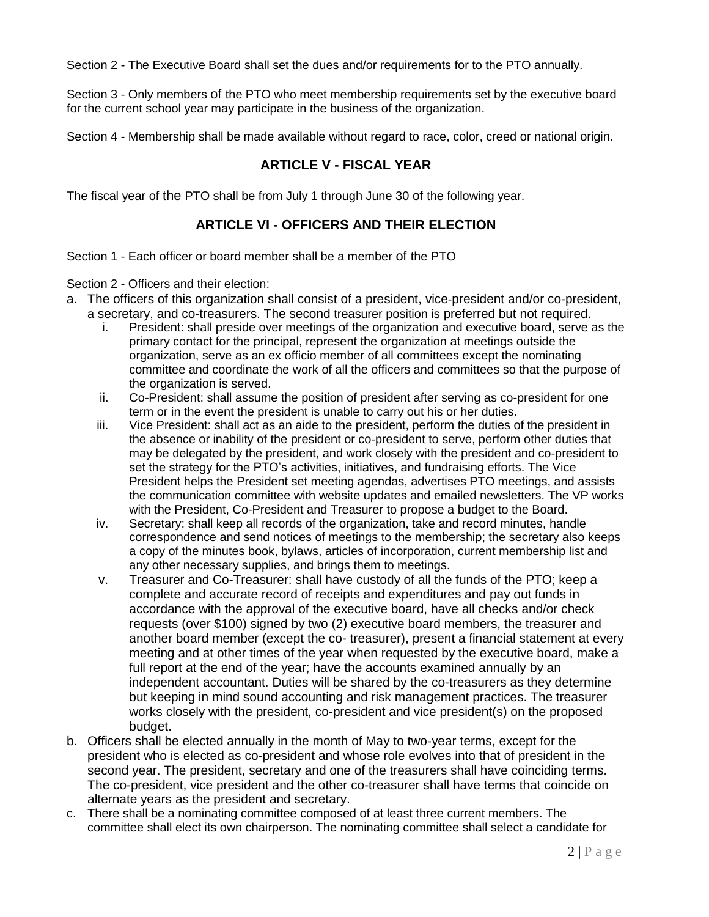Section 2 - The Executive Board shall set the dues and/or requirements for to the PTO annually.

Section 3 - Only members of the PTO who meet membership requirements set by the executive board for the current school year may participate in the business of the organization.

Section 4 - Membership shall be made available without regard to race, color, creed or national origin.

## ARTICLE V - FISCAL YEAR

The fiscal year of the PTO shall be from July 1 through June 30 of the following year.

## ARTICLE VI - OFFICERS AND THEIR ELECTION

Section 1 - Each officer or board member shall be a member of the PTO

Section 2 - Officers and their election:

a. The officers of this organization shall consist of a president, vice-president and/or co-president, a secretary, and co-treasurers. The second treasurer position is preferred but not required.
   i. President: shall preside over meetings of the organization and executive board, serve as the primary contact for the principal, represent the organization at meetings outside the organization, serve as an ex officio member of all committees except the nominating committee and coordinate the work of all the officers and committees so that the purpose of the organization is served.
   ii. Co-President: shall assume the position of president after serving as co-president for one term or in the event the president is unable to carry out his or her duties.
   iii. Vice President: shall act as an aide to the president, perform the duties of the president in the absence or inability of the president or co-president to serve, perform other duties that may be delegated by the president, and work closely with the president and co-president to set the strategy for the PTO's activities, initiatives, and fundraising efforts. The Vice President helps the President set meeting agendas, advertises PTO meetings, and assists the communication committee with website updates and emailed newsletters. The VP works with the President, Co-President and Treasurer to propose a budget to the Board.
   iv. Secretary: shall keep all records of the organization, take and record minutes, handle correspondence and send notices of meetings to the membership; the secretary also keeps a copy of the minutes book, bylaws, articles of incorporation, current membership list and any other necessary supplies, and brings them to meetings.
   v. Treasurer and Co-Treasurer: shall have custody of all the funds of the PTO; keep a complete and accurate record of receipts and expenditures and pay out funds in accordance with the approval of the executive board, have all checks and/or check requests (over $100) signed by two (2) executive board members, the treasurer and another board member (except the co- treasurer), present a financial statement at every meeting and at other times of the year when requested by the executive board, make a full report at the end of the year; have the accounts examined annually by an independent accountant. Duties will be shared by the co-treasurers as they determine but keeping in mind sound accounting and risk management practices. The treasurer works closely with the president, co-president and vice president(s) on the proposed budget.

b. Officers shall be elected annually in the month of May to two-year terms, except for the president who is elected as co-president and whose role evolves into that of president in the second year. The president, secretary and one of the treasurers shall have coinciding terms. The co-president, vice president and the other co-treasurer shall have terms that coincide on alternate years as the president and secretary.

c. There shall be a nominating committee composed of at least three current members. The committee shall elect its own chairperson. The nominating committee shall select a candidate for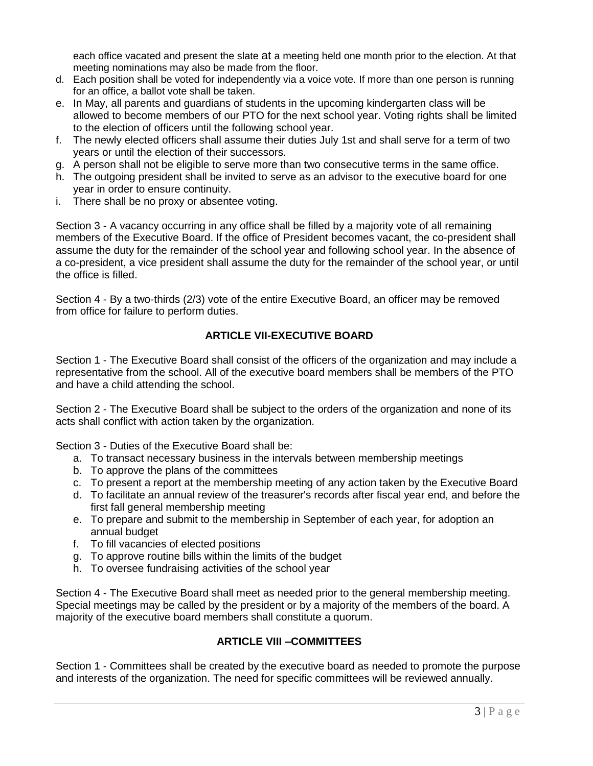each office vacated and present the slate at a meeting held one month prior to the election. At that meeting nominations may also be made from the floor.

d. Each position shall be voted for independently via a voice vote. If more than one person is running for an office, a ballot vote shall be taken.
e. In May, all parents and guardians of students in the upcoming kindergarten class will be allowed to become members of our PTO for the next school year. Voting rights shall be limited to the election of officers until the following school year.
f. The newly elected officers shall assume their duties July 1st and shall serve for a term of two years or until the election of their successors.
g. A person shall not be eligible to serve more than two consecutive terms in the same office.
h. The outgoing president shall be invited to serve as an advisor to the executive board for one year in order to ensure continuity.
i. There shall be no proxy or absentee voting.

Section 3 - A vacancy occurring in any office shall be filled by a majority vote of all remaining members of the Executive Board. If the office of President becomes vacant, the co-president shall assume the duty for the remainder of the school year and following school year. In the absence of a co-president, a vice president shall assume the duty for the remainder of the school year, or until the office is filled.

Section 4 - By a two-thirds (2/3) vote of the entire Executive Board, an officer may be removed from office for failure to perform duties.

## ARTICLE VII-EXECUTIVE BOARD

Section 1 - The Executive Board shall consist of the officers of the organization and may include a representative from the school. All of the executive board members shall be members of the PTO and have a child attending the school.

Section 2 - The Executive Board shall be subject to the orders of the organization and none of its acts shall conflict with action taken by the organization.

Section 3 - Duties of the Executive Board shall be:

a. To transact necessary business in the intervals between membership meetings
b. To approve the plans of the committees
c. To present a report at the membership meeting of any action taken by the Executive Board
d. To facilitate an annual review of the treasurer's records after fiscal year end, and before the first fall general membership meeting
e. To prepare and submit to the membership in September of each year, for adoption an annual budget
f. To fill vacancies of elected positions
g. To approve routine bills within the limits of the budget
h. To oversee fundraising activities of the school year

Section 4 - The Executive Board shall meet as needed prior to the general membership meeting. Special meetings may be called by the president or by a majority of the members of the board. A majority of the executive board members shall constitute a quorum.

## ARTICLE VIII –COMMITTEES

Section 1 - Committees shall be created by the executive board as needed to promote the purpose and interests of the organization. The need for specific committees will be reviewed annually.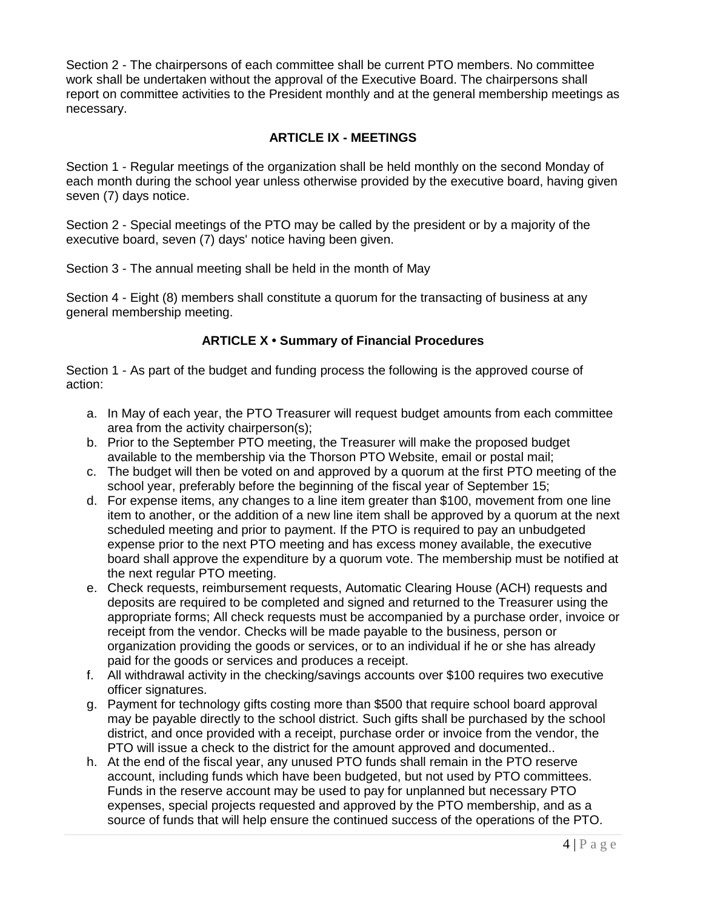Section 2 - The chairpersons of each committee shall be current PTO members. No committee work shall be undertaken without the approval of the Executive Board. The chairpersons shall report on committee activities to the President monthly and at the general membership meetings as necessary.

## ARTICLE IX - MEETINGS

Section 1 - Regular meetings of the organization shall be held monthly on the second Monday of each month during the school year unless otherwise provided by the executive board, having given seven (7) days notice.

Section 2 - Special meetings of the PTO may be called by the president or by a majority of the executive board, seven (7) days' notice having been given.

Section 3 - The annual meeting shall be held in the month of May

Section 4 - Eight (8) members shall constitute a quorum for the transacting of business at any general membership meeting.

## ARTICLE X • Summary of Financial Procedures

Section 1 - As part of the budget and funding process the following is the approved course of action:

a. In May of each year, the PTO Treasurer will request budget amounts from each committee area from the activity chairperson(s);
b. Prior to the September PTO meeting, the Treasurer will make the proposed budget available to the membership via the Thorson PTO Website, email or postal mail;
c. The budget will then be voted on and approved by a quorum at the first PTO meeting of the school year, preferably before the beginning of the fiscal year of September 15;
d. For expense items, any changes to a line item greater than $100, movement from one line item to another, or the addition of a new line item shall be approved by a quorum at the next scheduled meeting and prior to payment. If the PTO is required to pay an unbudgeted expense prior to the next PTO meeting and has excess money available, the executive board shall approve the expenditure by a quorum vote. The membership must be notified at the next regular PTO meeting.
e. Check requests, reimbursement requests, Automatic Clearing House (ACH) requests and deposits are required to be completed and signed and returned to the Treasurer using the appropriate forms; All check requests must be accompanied by a purchase order, invoice or receipt from the vendor. Checks will be made payable to the business, person or organization providing the goods or services, or to an individual if he or she has already paid for the goods or services and produces a receipt.
f. All withdrawal activity in the checking/savings accounts over $100 requires two executive officer signatures.
g. Payment for technology gifts costing more than $500 that require school board approval may be payable directly to the school district. Such gifts shall be purchased by the school district, and once provided with a receipt, purchase order or invoice from the vendor, the PTO will issue a check to the district for the amount approved and documented..
h. At the end of the fiscal year, any unused PTO funds shall remain in the PTO reserve account, including funds which have been budgeted, but not used by PTO committees. Funds in the reserve account may be used to pay for unplanned but necessary PTO expenses, special projects requested and approved by the PTO membership, and as a source of funds that will help ensure the continued success of the operations of the PTO.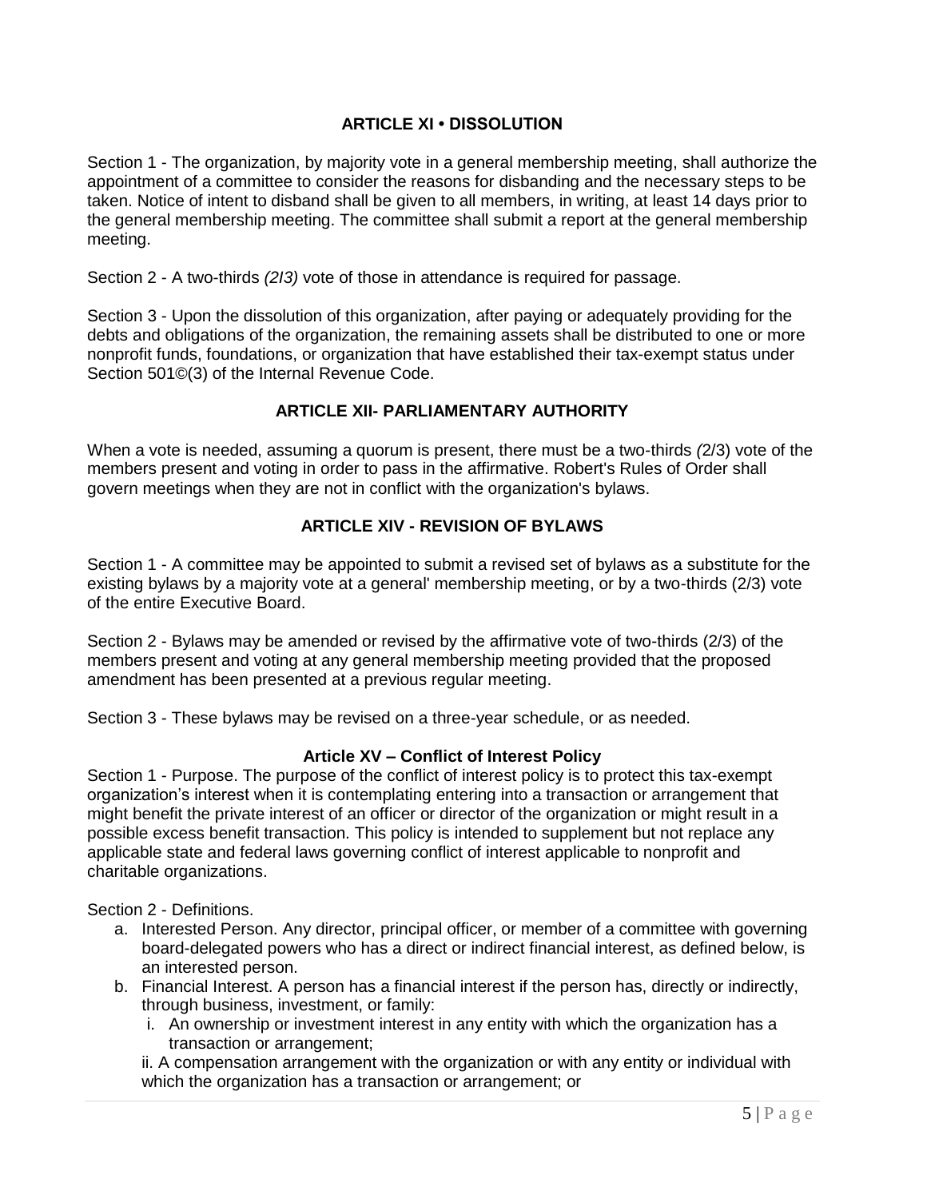## ARTICLE XI • DISSOLUTION

Section 1 - The organization, by majority vote in a general membership meeting, shall authorize the appointment of a committee to consider the reasons for disbanding and the necessary steps to be taken. Notice of intent to disband shall be given to all members, in writing, at least 14 days prior to the general membership meeting. The committee shall submit a report at the general membership meeting.

Section 2 - A two-thirds *(2I3)* vote of those in attendance is required for passage.

Section 3 - Upon the dissolution of this organization, after paying or adequately providing for the debts and obligations of the organization, the remaining assets shall be distributed to one or more nonprofit funds, foundations, or organization that have established their tax-exempt status under Section 501©(3) of the Internal Revenue Code.

## ARTICLE XII- PARLIAMENTARY AUTHORITY

When a vote is needed, assuming a quorum is present, there must be a two-thirds *(*2/3) vote of the members present and voting in order to pass in the affirmative. Robert's Rules of Order shall govern meetings when they are not in conflict with the organization's bylaws.

## ARTICLE XIV - REVISION OF BYLAWS

Section 1 - A committee may be appointed to submit a revised set of bylaws as a substitute for the existing bylaws by a majority vote at a general' membership meeting, or by a two-thirds (2/3) vote of the entire Executive Board.

Section 2 - Bylaws may be amended or revised by the affirmative vote of two-thirds (2/3) of the members present and voting at any general membership meeting provided that the proposed amendment has been presented at a previous regular meeting.

Section 3 - These bylaws may be revised on a three-year schedule, or as needed.

## Article XV – Conflict of Interest Policy

Section 1 - Purpose. The purpose of the conflict of interest policy is to protect this tax-exempt organization's interest when it is contemplating entering into a transaction or arrangement that might benefit the private interest of an officer or director of the organization or might result in a possible excess benefit transaction. This policy is intended to supplement but not replace any applicable state and federal laws governing conflict of interest applicable to nonprofit and charitable organizations.

Section 2 - Definitions.

a. Interested Person. Any director, principal officer, or member of a committee with governing board-delegated powers who has a direct or indirect financial interest, as defined below, is an interested person.
b. Financial Interest. A person has a financial interest if the person has, directly or indirectly, through business, investment, or family:
   i. An ownership or investment interest in any entity with which the organization has a transaction or arrangement;
   ii. A compensation arrangement with the organization or with any entity or individual with which the organization has a transaction or arrangement; or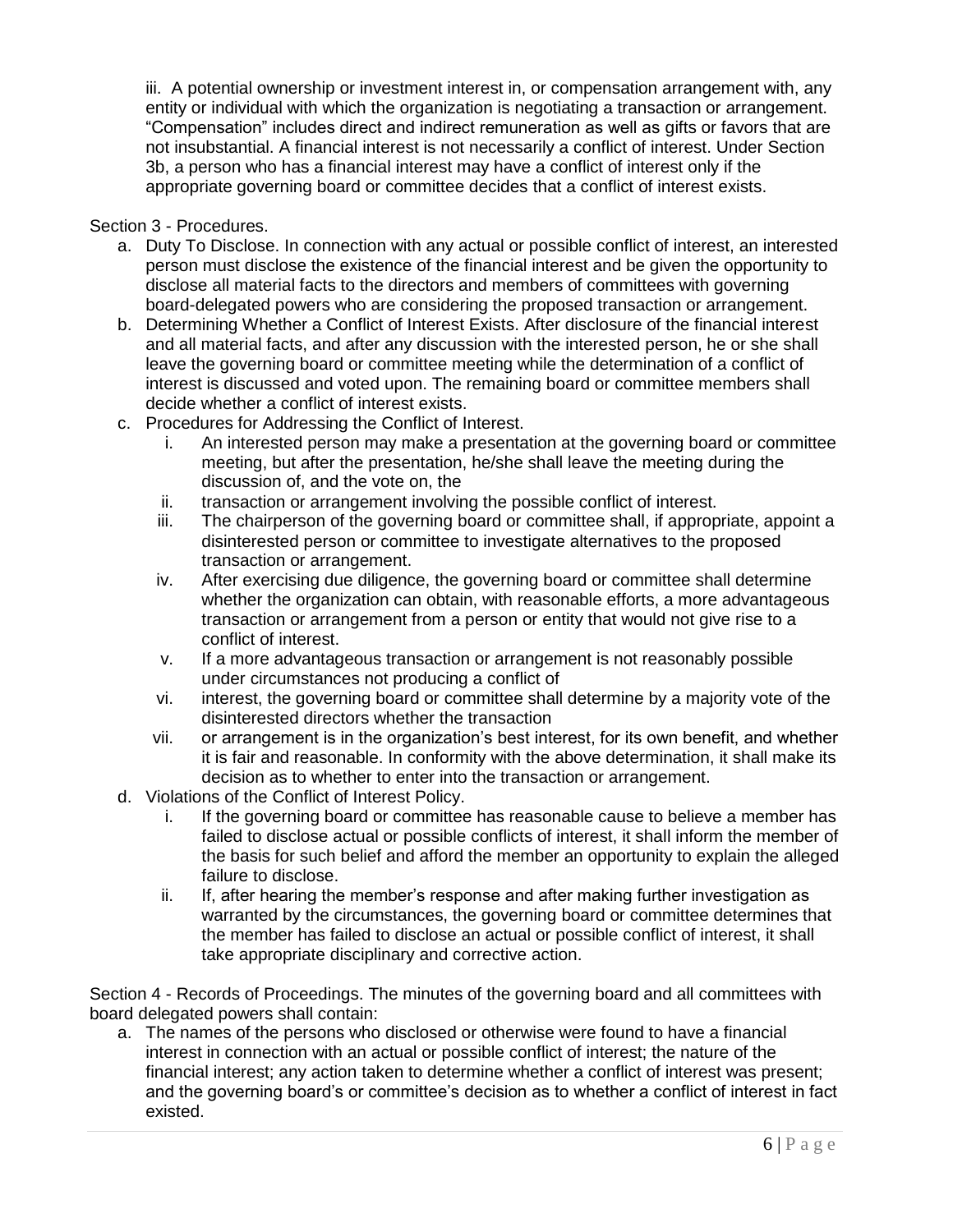iii. A potential ownership or investment interest in, or compensation arrangement with, any entity or individual with which the organization is negotiating a transaction or arrangement. "Compensation" includes direct and indirect remuneration as well as gifts or favors that are not insubstantial. A financial interest is not necessarily a conflict of interest. Under Section 3b, a person who has a financial interest may have a conflict of interest only if the appropriate governing board or committee decides that a conflict of interest exists.

Section 3 - Procedures.

a. Duty To Disclose. In connection with any actual or possible conflict of interest, an interested person must disclose the existence of the financial interest and be given the opportunity to disclose all material facts to the directors and members of committees with governing board-delegated powers who are considering the proposed transaction or arrangement.
b. Determining Whether a Conflict of Interest Exists. After disclosure of the financial interest and all material facts, and after any discussion with the interested person, he or she shall leave the governing board or committee meeting while the determination of a conflict of interest is discussed and voted upon. The remaining board or committee members shall decide whether a conflict of interest exists.
c. Procedures for Addressing the Conflict of Interest.
    i. An interested person may make a presentation at the governing board or committee meeting, but after the presentation, he/she shall leave the meeting during the discussion of, and the vote on, the
    ii. transaction or arrangement involving the possible conflict of interest.
    iii. The chairperson of the governing board or committee shall, if appropriate, appoint a disinterested person or committee to investigate alternatives to the proposed transaction or arrangement.
    iv. After exercising due diligence, the governing board or committee shall determine whether the organization can obtain, with reasonable efforts, a more advantageous transaction or arrangement from a person or entity that would not give rise to a conflict of interest.
    v. If a more advantageous transaction or arrangement is not reasonably possible under circumstances not producing a conflict of
    vi. interest, the governing board or committee shall determine by a majority vote of the disinterested directors whether the transaction
    vii. or arrangement is in the organization's best interest, for its own benefit, and whether it is fair and reasonable. In conformity with the above determination, it shall make its decision as to whether to enter into the transaction or arrangement.
d. Violations of the Conflict of Interest Policy.
    i. If the governing board or committee has reasonable cause to believe a member has failed to disclose actual or possible conflicts of interest, it shall inform the member of the basis for such belief and afford the member an opportunity to explain the alleged failure to disclose.
    ii. If, after hearing the member's response and after making further investigation as warranted by the circumstances, the governing board or committee determines that the member has failed to disclose an actual or possible conflict of interest, it shall take appropriate disciplinary and corrective action.

Section 4 - Records of Proceedings. The minutes of the governing board and all committees with board delegated powers shall contain:

a. The names of the persons who disclosed or otherwise were found to have a financial interest in connection with an actual or possible conflict of interest; the nature of the financial interest; any action taken to determine whether a conflict of interest was present; and the governing board's or committee's decision as to whether a conflict of interest in fact existed.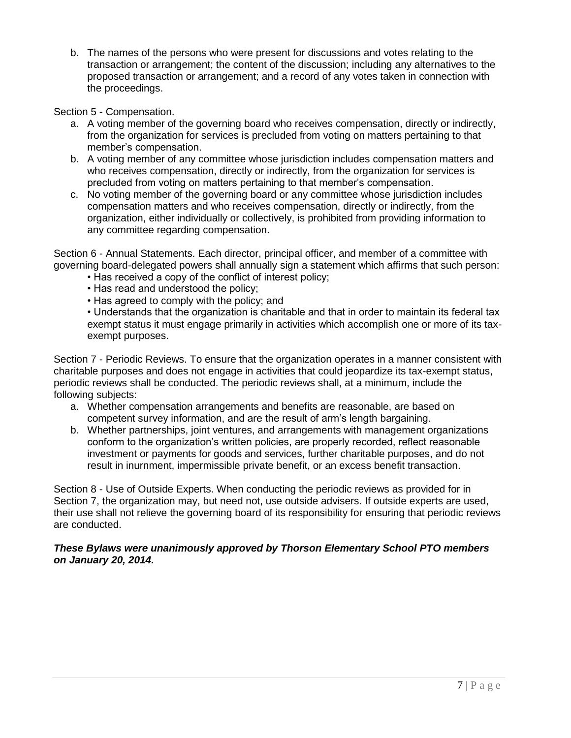b. The names of the persons who were present for discussions and votes relating to the transaction or arrangement; the content of the discussion; including any alternatives to the proposed transaction or arrangement; and a record of any votes taken in connection with the proceedings.

Section 5 - Compensation.

a. A voting member of the governing board who receives compensation, directly or indirectly, from the organization for services is precluded from voting on matters pertaining to that member's compensation.
b. A voting member of any committee whose jurisdiction includes compensation matters and who receives compensation, directly or indirectly, from the organization for services is precluded from voting on matters pertaining to that member's compensation.
c. No voting member of the governing board or any committee whose jurisdiction includes compensation matters and who receives compensation, directly or indirectly, from the organization, either individually or collectively, is prohibited from providing information to any committee regarding compensation.

Section 6 - Annual Statements. Each director, principal officer, and member of a committee with governing board-delegated powers shall annually sign a statement which affirms that such person:

- Has received a copy of the conflict of interest policy;
- Has read and understood the policy;
- Has agreed to comply with the policy; and
- Understands that the organization is charitable and that in order to maintain its federal tax exempt status it must engage primarily in activities which accomplish one or more of its tax-exempt purposes.

Section 7 - Periodic Reviews. To ensure that the organization operates in a manner consistent with charitable purposes and does not engage in activities that could jeopardize its tax-exempt status, periodic reviews shall be conducted. The periodic reviews shall, at a minimum, include the following subjects:

a. Whether compensation arrangements and benefits are reasonable, are based on competent survey information, and are the result of arm's length bargaining.
b. Whether partnerships, joint ventures, and arrangements with management organizations conform to the organization's written policies, are properly recorded, reflect reasonable investment or payments for goods and services, further charitable purposes, and do not result in inurnment, impermissible private benefit, or an excess benefit transaction.

Section 8 - Use of Outside Experts. When conducting the periodic reviews as provided for in Section 7, the organization may, but need not, use outside advisers. If outside experts are used, their use shall not relieve the governing board of its responsibility for ensuring that periodic reviews are conducted.

***These Bylaws were unanimously approved by Thorson Elementary School PTO members on January 20, 2014.***